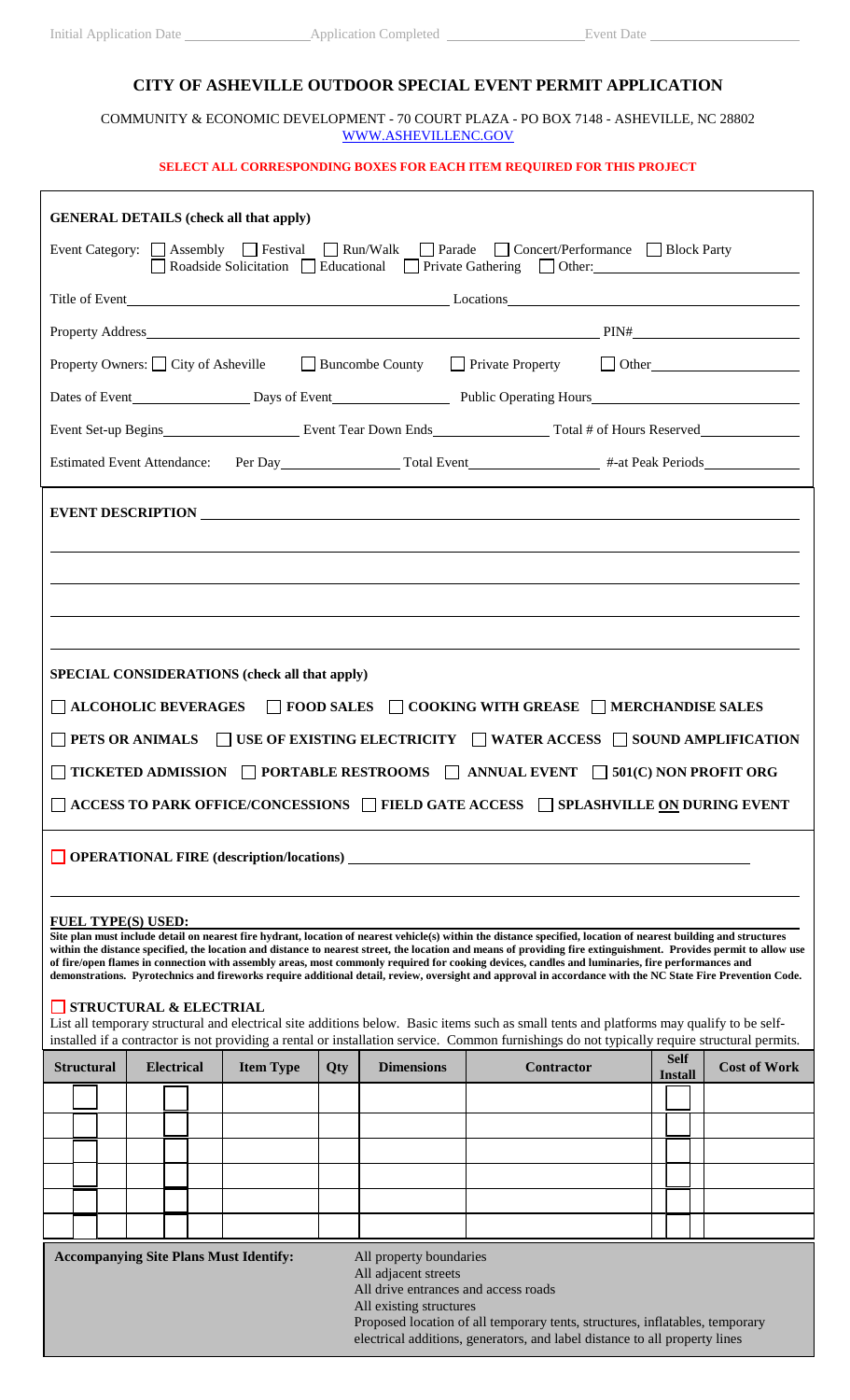Initial Application Date \_\_\_\_\_\_\_\_\_\_ Application Completed \_\_\_\_\_\_\_\_\_\_ Event Date \_\_\_\_\_\_\_\_\_\_

# CITY OF ASHEVILLE OUTDOOR SPECIAL EVENT PERMIT APPLICATION

COMMUNITY & ECONOMIC DEVELOPMENT - 70 COURT PLAZA - PO BOX 7148 - ASHEVILLE, NC 28802
WWW.ASHEVILLENC.GOV

**SELECT ALL CORRESPONDING BOXES FOR EACH ITEM REQUIRED FOR THIS PROJECT**

## GENERAL DETAILS (check all that apply)

Event Category: ☐ Assembly ☐ Festival ☐ Run/Walk ☐ Parade ☐ Concert/Performance ☐ Block Party ☐ Roadside Solicitation ☐ Educational ☐ Private Gathering ☐ Other: \_\_\_\_\_\_\_\_\_\_

Title of Event \_\_\_\_\_\_\_\_\_\_ Locations \_\_\_\_\_\_\_\_\_\_

Property Address \_\_\_\_\_\_\_\_\_\_ PIN# \_\_\_\_\_\_\_\_\_\_

Property Owners: ☐ City of Asheville ☐ Buncombe County ☐ Private Property ☐ Other \_\_\_\_\_\_\_\_\_\_

Dates of Event \_\_\_\_\_\_\_\_\_\_ Days of Event \_\_\_\_\_\_\_\_\_\_ Public Operating Hours \_\_\_\_\_\_\_\_\_\_

Event Set-up Begins \_\_\_\_\_\_\_\_\_\_ Event Tear Down Ends \_\_\_\_\_\_\_\_\_\_ Total # of Hours Reserved \_\_\_\_\_\_\_\_\_\_

Estimated Event Attendance: Per Day \_\_\_\_\_\_\_\_\_\_ Total Event \_\_\_\_\_\_\_\_\_\_ #-at Peak Periods \_\_\_\_\_\_\_\_\_\_

**EVENT DESCRIPTION** \_\_\_\_\_\_\_\_\_\_

## SPECIAL CONSIDERATIONS (check all that apply)

☐ **ALCOHOLIC BEVERAGES** ☐ **FOOD SALES** ☐ **COOKING WITH GREASE** ☐ **MERCHANDISE SALES**

☐ **PETS OR ANIMALS** ☐ **USE OF EXISTING ELECTRICITY** ☐ **WATER ACCESS** ☐ **SOUND AMPLIFICATION**

☐ **TICKETED ADMISSION** ☐ **PORTABLE RESTROOMS** ☐ **ANNUAL EVENT** ☐ **501(C) NON PROFIT ORG**

☐ **ACCESS TO PARK OFFICE/CONCESSIONS** ☐ **FIELD GATE ACCESS** ☐ **SPLASHVILLE ON DURING EVENT**

☐ **OPERATIONAL FIRE (description/locations)** \_\_\_\_\_\_\_\_\_\_

**FUEL TYPE(S) USED:**

**Site plan must include detail on nearest fire hydrant, location of nearest vehicle(s) within the distance specified, location of nearest building and structures within the distance specified, the location and distance to nearest street, the location and means of providing fire extinguishment. Provides permit to allow use of fire/open flames in connection with assembly areas, most commonly required for cooking devices, candles and luminaries, fire performances and demonstrations. Pyrotechnics and fireworks require additional detail, review, oversight and approval in accordance with the NC State Fire Prevention Code.**

☐ **STRUCTURAL & ELECTRIAL**

List all temporary structural and electrical site additions below. Basic items such as small tents and platforms may qualify to be self-installed if a contractor is not providing a rental or installation service. Common furnishings do not typically require structural permits.

| Structural | Electrical | Item Type | Qty | Dimensions | Contractor | Self Install | Cost of Work |
|---|---|---|---|---|---|---|---|
| ☐ | ☐ | | | | | ☐ | |
| ☐ | ☐ | | | | | ☐ | |
| ☐ | ☐ | | | | | ☐ | |
| ☐ | ☐ | | | | | ☐ | |
| ☐ | ☐ | | | | | ☐ | |
| ☐ | ☐ | | | | | ☐ | |

**Accompanying Site Plans Must Identify:**

- All property boundaries
- All adjacent streets
- All drive entrances and access roads
- All existing structures
- Proposed location of all temporary tents, structures, inflatables, temporary electrical additions, generators, and label distance to all property lines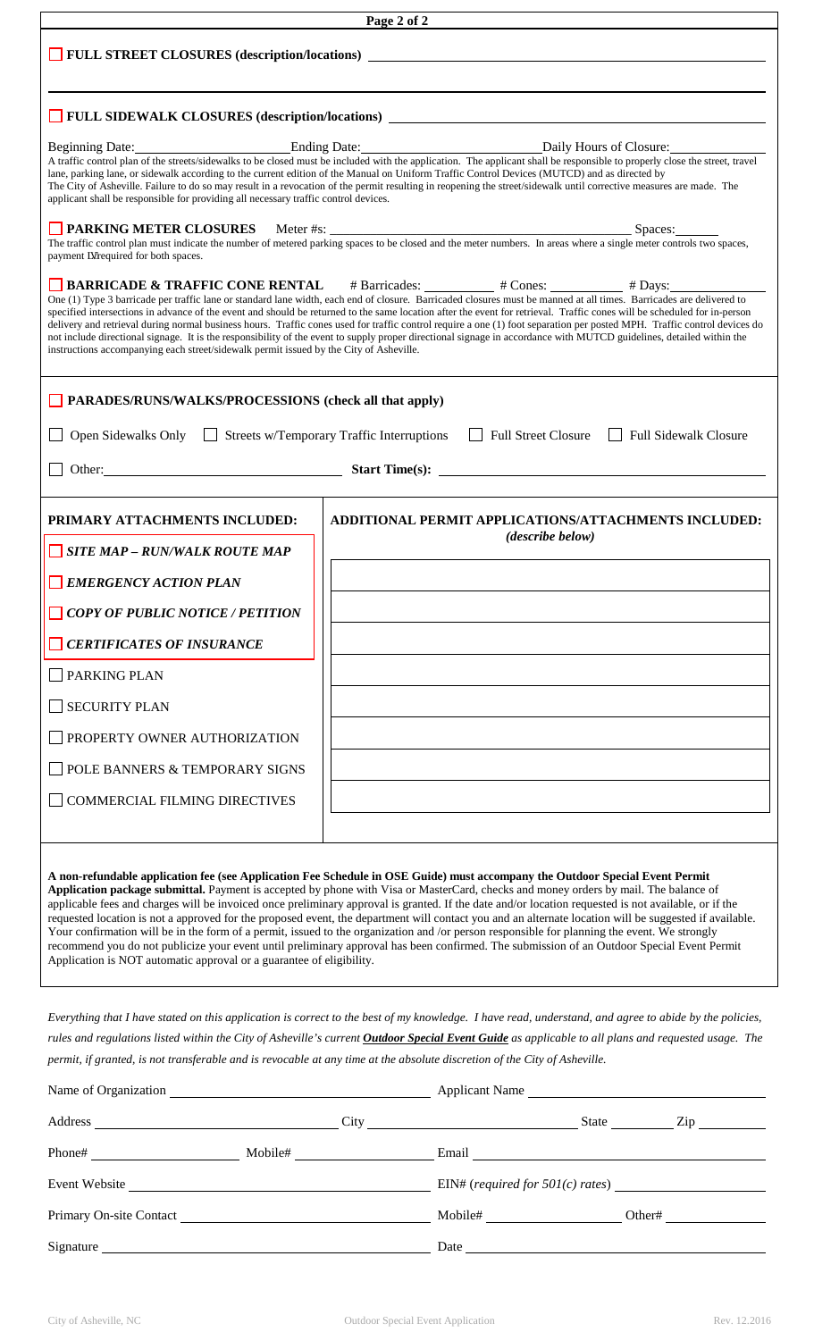☐ **FULL STREET CLOSURES (description/locations)** ______________________________________________

______________________________________________

☐ **FULL SIDEWALK CLOSURES (description/locations)** ______________________________________________

Beginning Date: ____________ Ending Date: ____________ Daily Hours of Closure: ____________

A traffic control plan of the streets/sidewalks to be closed must be included with the application. The applicant shall be responsible to properly close the street, travel lane, parking lane, or sidewalk according to the current edition of the Manual on Uniform Traffic Control Devices (MUTCD) and as directed by The City of Asheville. Failure to do so may result in a revocation of the permit resulting in reopening the street/sidewalk until corrective measures are made. The applicant shall be responsible for providing all necessary traffic control devices.

☐ **PARKING METER CLOSURES** Meter #s: ______________________ Spaces: ______

The traffic control plan must indicate the number of metered parking spaces to be closed and the meter numbers. In areas where a single meter controls two spaces, payment is required for both spaces.

☐ **BARRICADE & TRAFFIC CONE RENTAL** # Barricades: ________ # Cones: ________ # Days: ________

One (1) Type 3 barricade per traffic lane or standard lane width, each end of closure. Barricaded closures must be manned at all times. Barricades are delivered to specified intersections in advance of the event and should be returned to the same location after the event for retrieval. Traffic cones will be scheduled for in-person delivery and retrieval during normal business hours. Traffic cones used for traffic control require a one (1) foot separation per posted MPH. Traffic control devices do not include directional signage. It is the responsibility of the event to supply proper directional signage in accordance with MUTCD guidelines, detailed within the instructions accompanying each street/sidewalk permit issued by the City of Asheville.

☐ **PARADES/RUNS/WALKS/PROCESSIONS (check all that apply)**

☐ Open Sidewalks Only ☐ Streets w/Temporary Traffic Interruptions ☐ Full Street Closure ☐ Full Sidewalk Closure

☐ Other: ______________________ **Start Time(s):** ______________________

| PRIMARY ATTACHMENTS INCLUDED: | ADDITIONAL PERMIT APPLICATIONS/ATTACHMENTS INCLUDED: *(describe below)* |
|---|---|
| ☐ ***SITE MAP – RUN/WALK ROUTE MAP*** | |
| ☐ ***EMERGENCY ACTION PLAN*** | |
| ☐ ***COPY OF PUBLIC NOTICE / PETITION*** | |
| ☐ ***CERTIFICATES OF INSURANCE*** | |
| ☐ PARKING PLAN | |
| ☐ SECURITY PLAN | |
| ☐ PROPERTY OWNER AUTHORIZATION | |
| ☐ POLE BANNERS & TEMPORARY SIGNS | |
| ☐ COMMERCIAL FILMING DIRECTIVES | |

**A non-refundable application fee (see Application Fee Schedule in OSE Guide) must accompany the Outdoor Special Event Permit Application package submittal.** Payment is accepted by phone with Visa or MasterCard, checks and money orders by mail. The balance of applicable fees and charges will be invoiced once preliminary approval is granted. If the date and/or location requested is not available, or if the requested location is not a approved for the proposed event, the department will contact you and an alternate location will be suggested if available. Your confirmation will be in the form of a permit, issued to the organization and /or person responsible for planning the event. We strongly recommend you do not publicize your event until preliminary approval has been confirmed. The submission of an Outdoor Special Event Permit Application is NOT automatic approval or a guarantee of eligibility.

*Everything that I have stated on this application is correct to the best of my knowledge. I have read, understand, and agree to abide by the policies, rules and regulations listed within the City of Asheville's current **Outdoor Special Event Guide** as applicable to all plans and requested usage. The permit, if granted, is not transferable and is revocable at any time at the absolute discretion of the City of Asheville.*

Name of Organization ______________________ Applicant Name ______________________

Address ______________________ City ______________________ State ________ Zip ________

Phone# ____________ Mobile# ____________ Email ______________________

Event Website ______________________ EIN# (*required for 501(c) rates*) ______________________

Primary On-site Contact ______________________ Mobile# ____________ Other# ____________

Signature ______________________ Date ______________________